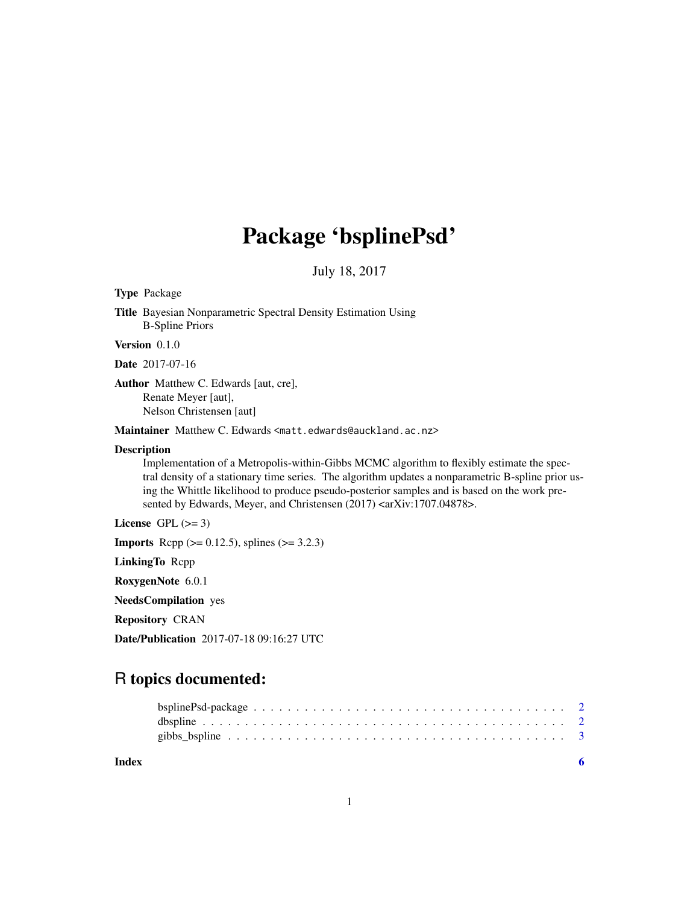# Package 'bsplinePsd'

July 18, 2017

**Type** Package

**Title** Bayesian Nonparametric Spectral Density Estimation Using B-Spline Priors

**Version** 0.1.0

**Date** 2017-07-16

**Author** Matthew C. Edwards [aut, cre], Renate Meyer [aut], Nelson Christensen [aut]

**Maintainer** Matthew C. Edwards <matt.edwards@auckland.ac.nz>

**Description** Implementation of a Metropolis-within-Gibbs MCMC algorithm to flexibly estimate the spectral density of a stationary time series. The algorithm updates a nonparametric B-spline prior using the Whittle likelihood to produce pseudo-posterior samples and is based on the work presented by Edwards, Meyer, and Christensen (2017) <arXiv:1707.04878>.

**License** GPL (>= 3)

**Imports** Rcpp (>= 0.12.5), splines (>= 3.2.3)

**LinkingTo** Rcpp

**RoxygenNote** 6.0.1

**NeedsCompilation** yes

**Repository** CRAN

**Date/Publication** 2017-07-18 09:16:27 UTC

## R topics documented:

- bsplinePsd-package . . . . . . . . . . . . . . . . . . . . . . . . . . . . . . . . . . . . 2
- dbspline . . . . . . . . . . . . . . . . . . . . . . . . . . . . . . . . . . . . . . . . . . 2
- gibbs_bspline . . . . . . . . . . . . . . . . . . . . . . . . . . . . . . . . . . . . . . . 3

**Index** 6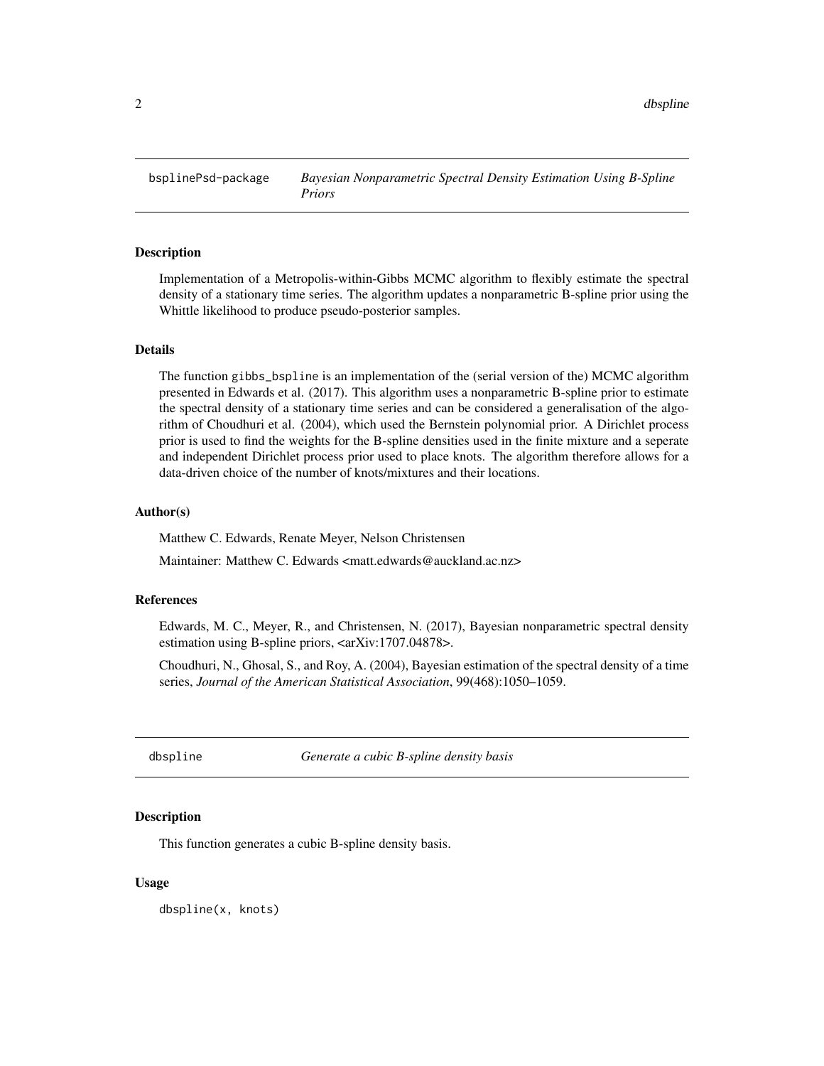bsplinePsd-package    *Bayesian Nonparametric Spectral Density Estimation Using B-Spline Priors*

### Description

Implementation of a Metropolis-within-Gibbs MCMC algorithm to flexibly estimate the spectral density of a stationary time series. The algorithm updates a nonparametric B-spline prior using the Whittle likelihood to produce pseudo-posterior samples.

### Details

The function `gibbs_bspline` is an implementation of the (serial version of the) MCMC algorithm presented in Edwards et al. (2017). This algorithm uses a nonparametric B-spline prior to estimate the spectral density of a stationary time series and can be considered a generalisation of the algorithm of Choudhuri et al. (2004), which used the Bernstein polynomial prior. A Dirichlet process prior is used to find the weights for the B-spline densities used in the finite mixture and a seperate and independent Dirichlet process prior used to place knots. The algorithm therefore allows for a data-driven choice of the number of knots/mixtures and their locations.

### Author(s)

Matthew C. Edwards, Renate Meyer, Nelson Christensen

Maintainer: Matthew C. Edwards <matt.edwards@auckland.ac.nz>

### References

Edwards, M. C., Meyer, R., and Christensen, N. (2017), Bayesian nonparametric spectral density estimation using B-spline priors, <arXiv:1707.04878>.

Choudhuri, N., Ghosal, S., and Roy, A. (2004), Bayesian estimation of the spectral density of a time series, *Journal of the American Statistical Association*, 99(468):1050–1059.

---

dbspline    *Generate a cubic B-spline density basis*

### Description

This function generates a cubic B-spline density basis.

### Usage

```
dbspline(x, knots)
```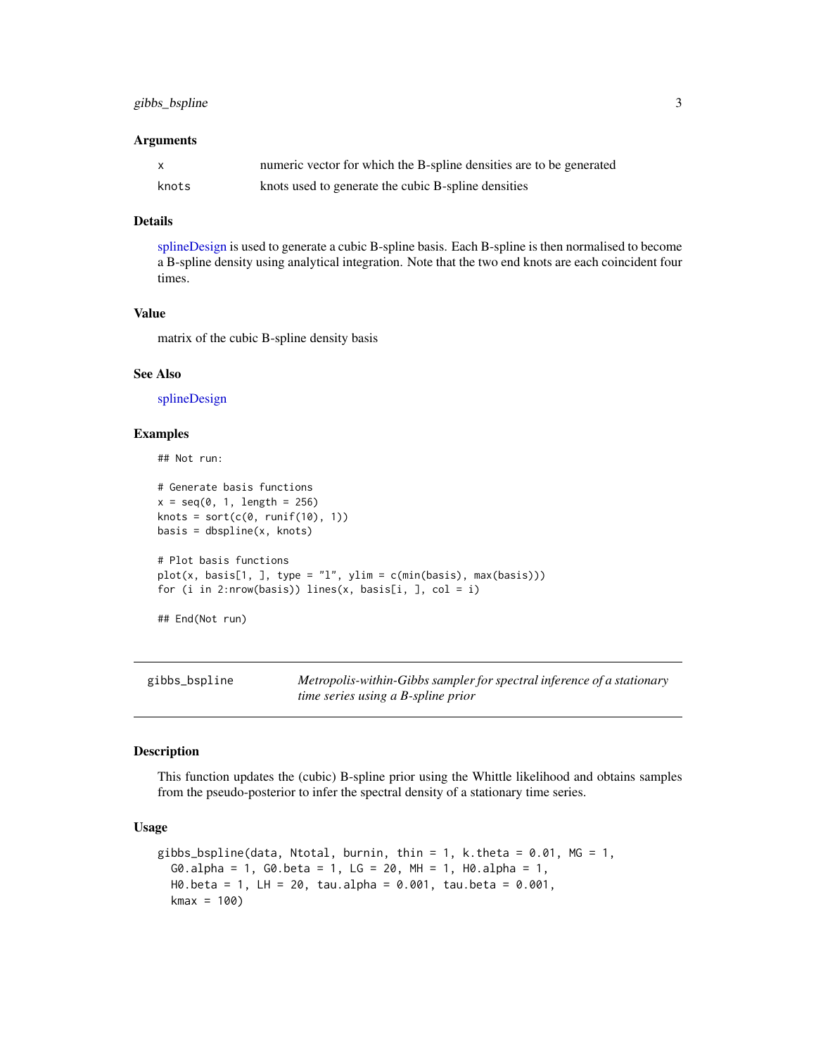### Arguments

| | |
|---|---|
| x | numeric vector for which the B-spline densities are to be generated |
| knots | knots used to generate the cubic B-spline densities |

### Details

splineDesign is used to generate a cubic B-spline basis. Each B-spline is then normalised to become a B-spline density using analytical integration. Note that the two end knots are each coincident four times.

### Value

matrix of the cubic B-spline density basis

### See Also

splineDesign

### Examples

```
## Not run:

# Generate basis functions
x = seq(0, 1, length = 256)
knots = sort(c(0, runif(10), 1))
basis = dbspline(x, knots)

# Plot basis functions
plot(x, basis[1, ], type = "l", ylim = c(min(basis), max(basis)))
for (i in 2:nrow(basis)) lines(x, basis[i, ], col = i)

## End(Not run)
```

---

## gibbs_bspline — *Metropolis-within-Gibbs sampler for spectral inference of a stationary time series using a B-spline prior*

---

### Description

This function updates the (cubic) B-spline prior using the Whittle likelihood and obtains samples from the pseudo-posterior to infer the spectral density of a stationary time series.

### Usage

```
gibbs_bspline(data, Ntotal, burnin, thin = 1, k.theta = 0.01, MG = 1,
  G0.alpha = 1, G0.beta = 1, LG = 20, MH = 1, H0.alpha = 1,
  H0.beta = 1, LH = 20, tau.alpha = 0.001, tau.beta = 0.001,
  kmax = 100)
```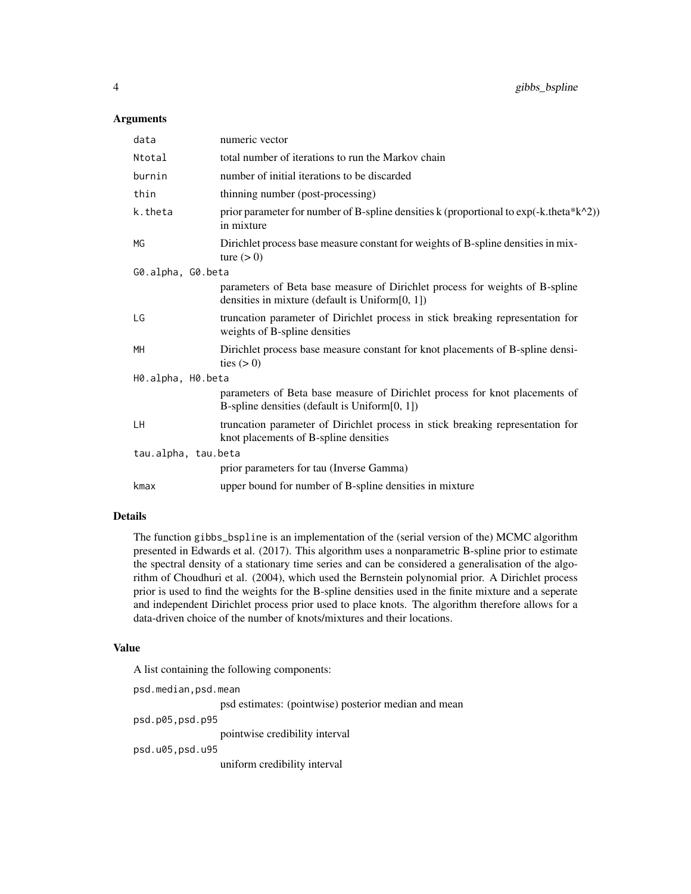### Arguments

| | |
|---|---|
| `data` | numeric vector |
| `Ntotal` | total number of iterations to run the Markov chain |
| `burnin` | number of initial iterations to be discarded |
| `thin` | thinning number (post-processing) |
| `k.theta` | prior parameter for number of B-spline densities k (proportional to exp(-k.theta*k^2)) in mixture |
| `MG` | Dirichlet process base measure constant for weights of B-spline densities in mixture (> 0) |
| `G0.alpha, G0.beta` | parameters of Beta base measure of Dirichlet process for weights of B-spline densities in mixture (default is Uniform[0, 1]) |
| `LG` | truncation parameter of Dirichlet process in stick breaking representation for weights of B-spline densities |
| `MH` | Dirichlet process base measure constant for knot placements of B-spline densities (> 0) |
| `H0.alpha, H0.beta` | parameters of Beta base measure of Dirichlet process for knot placements of B-spline densities (default is Uniform[0, 1]) |
| `LH` | truncation parameter of Dirichlet process in stick breaking representation for knot placements of B-spline densities |
| `tau.alpha, tau.beta` | prior parameters for tau (Inverse Gamma) |
| `kmax` | upper bound for number of B-spline densities in mixture |

### Details

The function `gibbs_bspline` is an implementation of the (serial version of the) MCMC algorithm presented in Edwards et al. (2017). This algorithm uses a nonparametric B-spline prior to estimate the spectral density of a stationary time series and can be considered a generalisation of the algorithm of Choudhuri et al. (2004), which used the Bernstein polynomial prior. A Dirichlet process prior is used to find the weights for the B-spline densities used in the finite mixture and a seperate and independent Dirichlet process prior used to place knots. The algorithm therefore allows for a data-driven choice of the number of knots/mixtures and their locations.

### Value

A list containing the following components:

| | |
|---|---|
| `psd.median,psd.mean` | psd estimates: (pointwise) posterior median and mean |
| `psd.p05,psd.p95` | pointwise credibility interval |
| `psd.u05,psd.u95` | uniform credibility interval |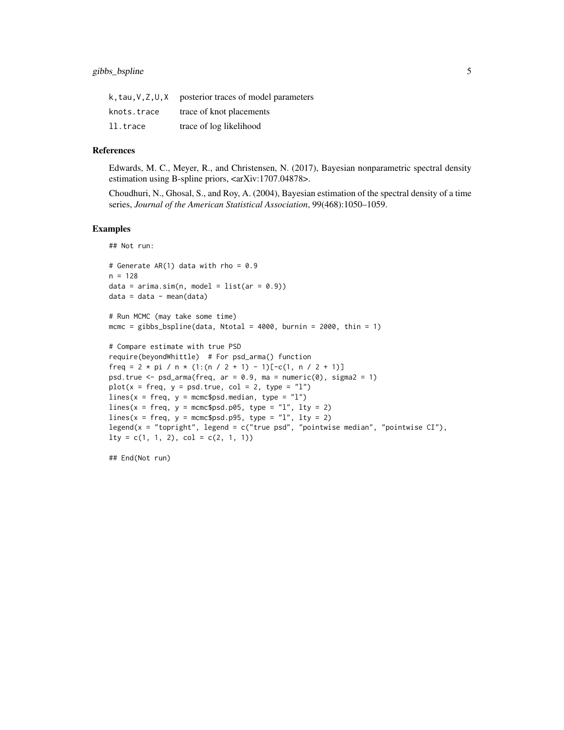| | |
|---|---|
| k,tau,V,Z,U,X | posterior traces of model parameters |
| knots.trace | trace of knot placements |
| ll.trace | trace of log likelihood |

## References

Edwards, M. C., Meyer, R., and Christensen, N. (2017), Bayesian nonparametric spectral density estimation using B-spline priors, <arXiv:1707.04878>.

Choudhuri, N., Ghosal, S., and Roy, A. (2004), Bayesian estimation of the spectral density of a time series, *Journal of the American Statistical Association*, 99(468):1050–1059.

## Examples

```
## Not run:

# Generate AR(1) data with rho = 0.9
n = 128
data = arima.sim(n, model = list(ar = 0.9))
data = data - mean(data)

# Run MCMC (may take some time)
mcmc = gibbs_bspline(data, Ntotal = 4000, burnin = 2000, thin = 1)

# Compare estimate with true PSD
require(beyondWhittle)  # For psd_arma() function
freq = 2 * pi / n * (1:(n / 2 + 1) - 1)[-c(1, n / 2 + 1)]
psd.true <- psd_arma(freq, ar = 0.9, ma = numeric(0), sigma2 = 1)
plot(x = freq, y = psd.true, col = 2, type = "l")
lines(x = freq, y = mcmc$psd.median, type = "l")
lines(x = freq, y = mcmc$psd.p05, type = "l", lty = 2)
lines(x = freq, y = mcmc$psd.p95, type = "l", lty = 2)
legend(x = "topright", legend = c("true psd", "pointwise median", "pointwise CI"),
lty = c(1, 1, 2), col = c(2, 1, 1))

## End(Not run)
```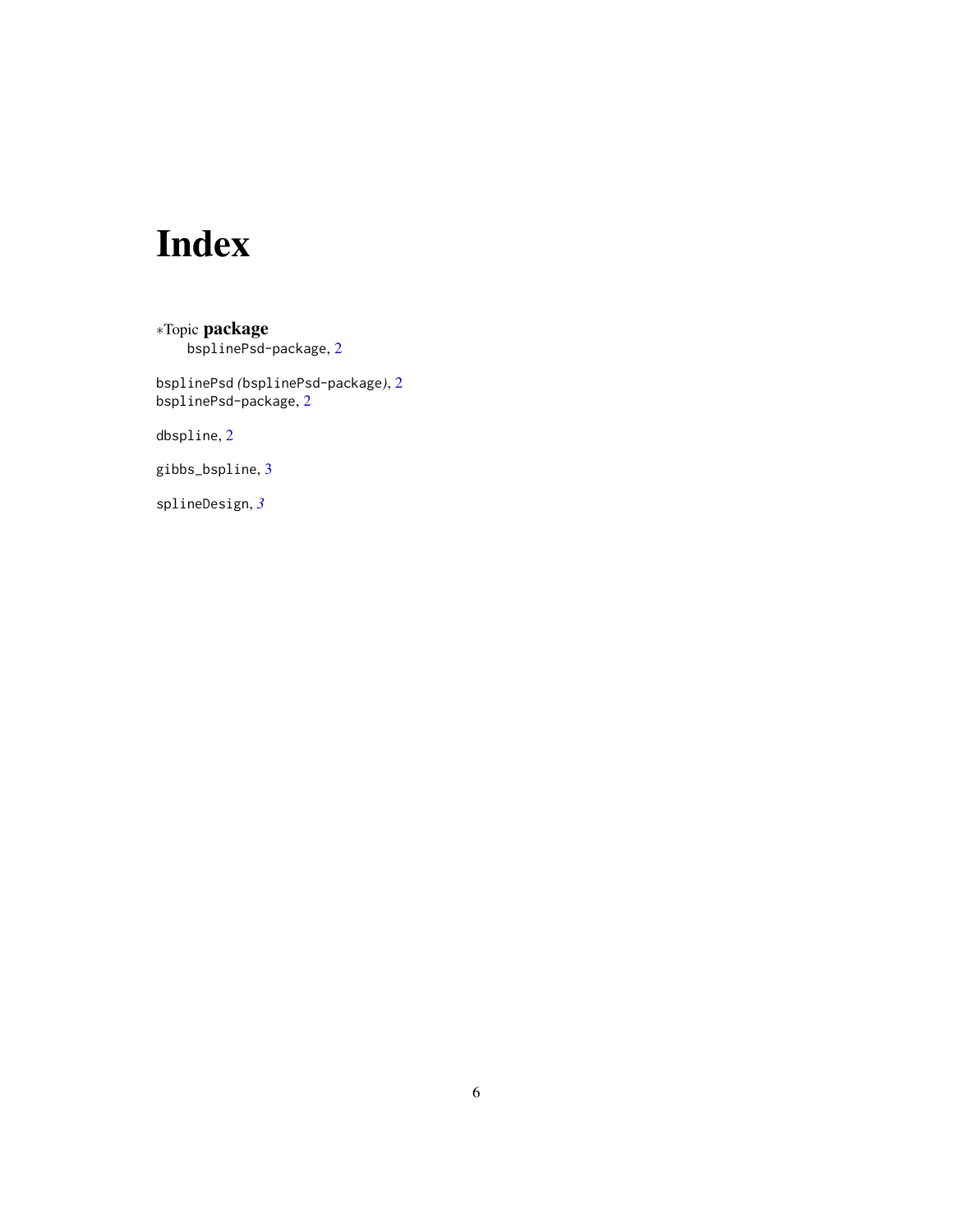# Index

∗Topic **package**
    bsplinePsd-package, 2

bsplinePsd *(*bsplinePsd-package*)*, 2
bsplinePsd-package, 2

dbspline, 2

gibbs_bspline, 3

splineDesign, *3*